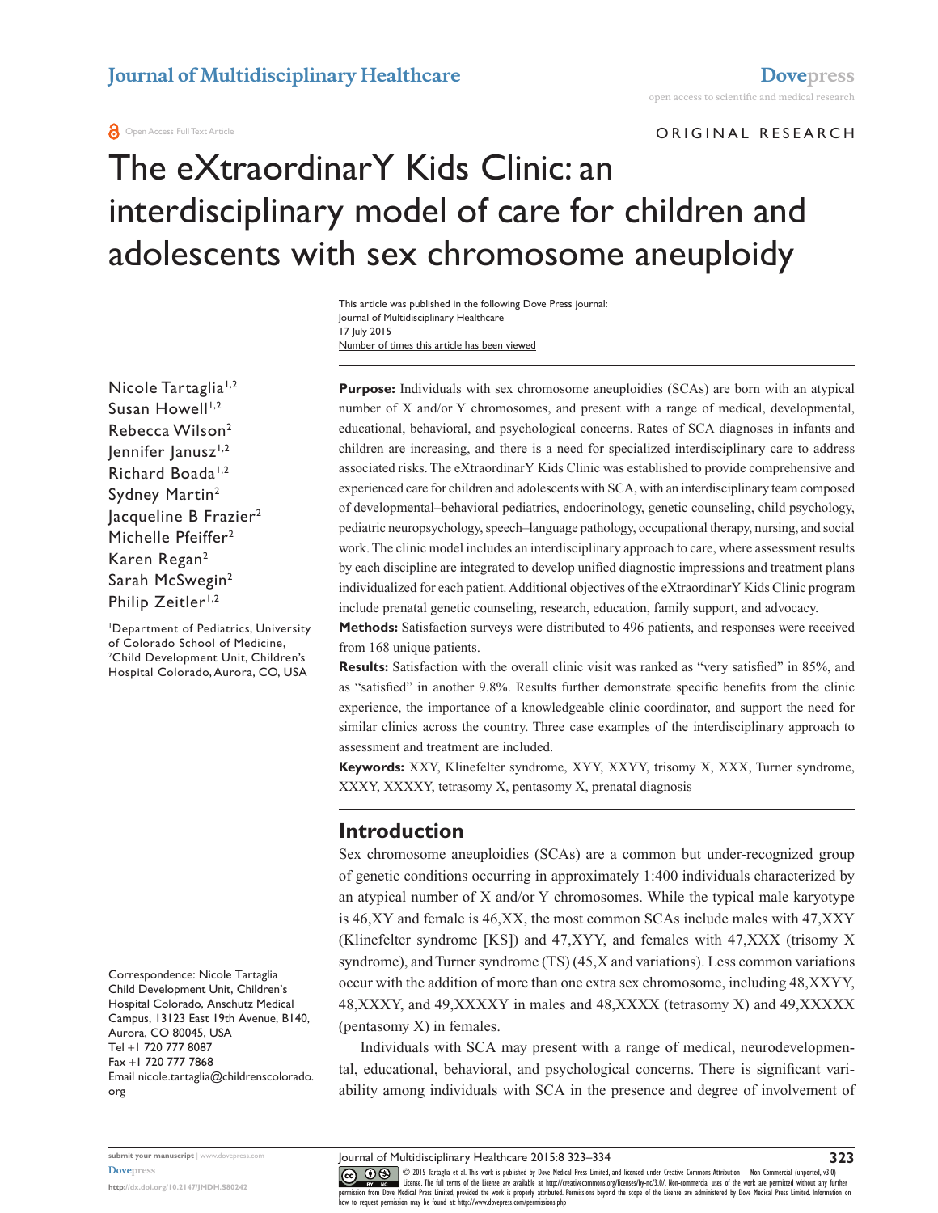Open Access Full Text Article

ORIGINAL RESEARCH

# The eXtraordinarY Kids Clinic: an interdisciplinary model of care for children and adolescents with sex chromosome aneuploidy

This article was published in the following Dove Press journal:
Journal of Multidisciplinary Healthcare
17 July 2015
Number of times this article has been viewed

Nicole Tartaglia[1,2]
Susan Howell[1,2]
Rebecca Wilson[2]
Jennifer Janusz[1,2]
Richard Boada[1,2]
Sydney Martin[2]
Jacqueline B Frazier[2]
Michelle Pfeiffer[2]
Karen Regan[2]
Sarah McSwegin[2]
Philip Zeitler[1,2]

[1]Department of Pediatrics, University of Colorado School of Medicine, [2]Child Development Unit, Children's Hospital Colorado, Aurora, CO, USA

Correspondence: Nicole Tartaglia
Child Development Unit, Children's Hospital Colorado, Anschutz Medical Campus, 13123 East 19th Avenue, B140, Aurora, CO 80045, USA
Tel +1 720 777 8087
Fax +1 720 777 7868
Email nicole.tartaglia@childrenscolorado.org

**Purpose:** Individuals with sex chromosome aneuploidies (SCAs) are born with an atypical number of X and/or Y chromosomes, and present with a range of medical, developmental, educational, behavioral, and psychological concerns. Rates of SCA diagnoses in infants and children are increasing, and there is a need for specialized interdisciplinary care to address associated risks. The eXtraordinarY Kids Clinic was established to provide comprehensive and experienced care for children and adolescents with SCA, with an interdisciplinary team composed of developmental–behavioral pediatrics, endocrinology, genetic counseling, child psychology, pediatric neuropsychology, speech–language pathology, occupational therapy, nursing, and social work. The clinic model includes an interdisciplinary approach to care, where assessment results by each discipline are integrated to develop unified diagnostic impressions and treatment plans individualized for each patient. Additional objectives of the eXtraordinarY Kids Clinic program include prenatal genetic counseling, research, education, family support, and advocacy.

**Methods:** Satisfaction surveys were distributed to 496 patients, and responses were received from 168 unique patients.

**Results:** Satisfaction with the overall clinic visit was ranked as "very satisfied" in 85%, and as "satisfied" in another 9.8%. Results further demonstrate specific benefits from the clinic experience, the importance of a knowledgeable clinic coordinator, and support the need for similar clinics across the country. Three case examples of the interdisciplinary approach to assessment and treatment are included.

**Keywords:** XXY, Klinefelter syndrome, XYY, XXYY, trisomy X, XXX, Turner syndrome, XXXY, XXXXY, tetrasomy X, pentasomy X, prenatal diagnosis

## Introduction

Sex chromosome aneuploidies (SCAs) are a common but under-recognized group of genetic conditions occurring in approximately 1:400 individuals characterized by an atypical number of X and/or Y chromosomes. While the typical male karyotype is 46,XY and female is 46,XX, the most common SCAs include males with 47,XXY (Klinefelter syndrome [KS]) and 47,XYY, and females with 47,XXX (trisomy X syndrome), and Turner syndrome (TS) (45,X and variations). Less common variations occur with the addition of more than one extra sex chromosome, including 48,XXYY, 48,XXXY, and 49,XXXXY in males and 48,XXXX (tetrasomy X) and 49,XXXXX (pentasomy X) in females.

Individuals with SCA may present with a range of medical, neurodevelopmental, educational, behavioral, and psychological concerns. There is significant variability among individuals with SCA in the presence and degree of involvement of

© 2015 Tartaglia et al. This work is published by Dove Medical Press Limited, and licensed under Creative Commons Attribution – Non Commercial (unported, v3.0) License. The full terms of the License are available at http://creativecommons.org/licenses/by-nc/3.0/. Non-commercial uses of the work are permitted without any further permission from Dove Medical Press Limited, provided the work is properly attributed. Permissions beyond the scope of the License are administered by Dove Medical Press Limited. Information on how to request permission may be found at: http://www.dovepress.com/permissions.php

http://dx.doi.org/10.2147/JMDH.S80242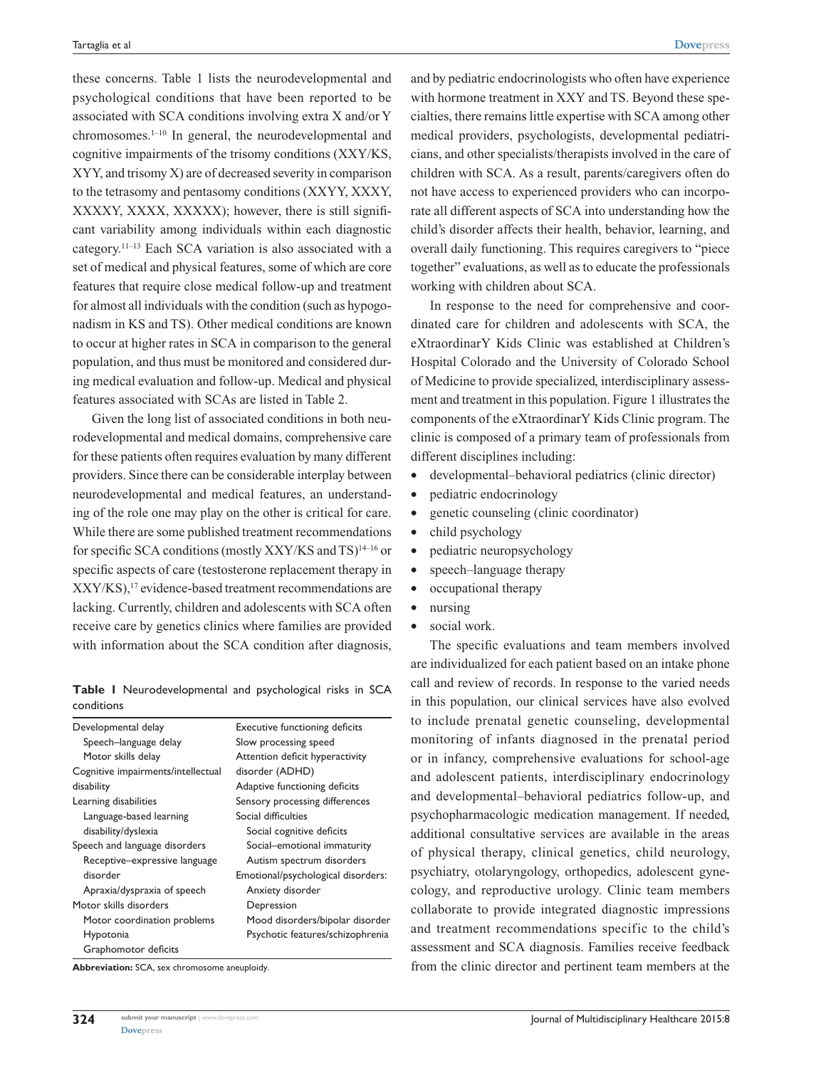these concerns. Table 1 lists the neurodevelopmental and psychological conditions that have been reported to be associated with SCA conditions involving extra X and/or Y chromosomes.[1–10] In general, the neurodevelopmental and cognitive impairments of the trisomy conditions (XXY/KS, XYY, and trisomy X) are of decreased severity in comparison to the tetrasomy and pentasomy conditions (XXYY, XXXY, XXXXY, XXXX, XXXXX); however, there is still significant variability among individuals within each diagnostic category.[11–13] Each SCA variation is also associated with a set of medical and physical features, some of which are core features that require close medical follow-up and treatment for almost all individuals with the condition (such as hypogonadism in KS and TS). Other medical conditions are known to occur at higher rates in SCA in comparison to the general population, and thus must be monitored and considered during medical evaluation and follow-up. Medical and physical features associated with SCAs are listed in Table 2.

Given the long list of associated conditions in both neurodevelopmental and medical domains, comprehensive care for these patients often requires evaluation by many different providers. Since there can be considerable interplay between neurodevelopmental and medical features, an understanding of the role one may play on the other is critical for care. While there are some published treatment recommendations for specific SCA conditions (mostly XXY/KS and TS)[14–16] or specific aspects of care (testosterone replacement therapy in XXY/KS),[17] evidence-based treatment recommendations are lacking. Currently, children and adolescents with SCA often receive care by genetics clinics where families are provided with information about the SCA condition after diagnosis,

**Table 1** Neurodevelopmental and psychological risks in SCA conditions

| | |
|---|---|
| Developmental delay | Executive functioning deficits |
| Speech–language delay | Slow processing speed |
| Motor skills delay | Attention deficit hyperactivity disorder (ADHD) |
| Cognitive impairments/intellectual disability | Adaptive functioning deficits |
| Learning disabilities | Sensory processing differences |
| Language-based learning disability/dyslexia | Social difficulties |
| Speech and language disorders | Social cognitive deficits |
| Receptive–expressive language disorder | Social–emotional immaturity |
| Apraxia/dyspraxia of speech | Autism spectrum disorders |
| Motor skills disorders | Emotional/psychological disorders: |
| Motor coordination problems | Anxiety disorder |
| Hypotonia | Depression |
| Graphomotor deficits | Mood disorders/bipolar disorder |
| | Psychotic features/schizophrenia |

**Abbreviation:** SCA, sex chromosome aneuploidy.

and by pediatric endocrinologists who often have experience with hormone treatment in XXY and TS. Beyond these specialties, there remains little expertise with SCA among other medical providers, psychologists, developmental pediatricians, and other specialists/therapists involved in the care of children with SCA. As a result, parents/caregivers often do not have access to experienced providers who can incorporate all different aspects of SCA into understanding how the child's disorder affects their health, behavior, learning, and overall daily functioning. This requires caregivers to "piece together" evaluations, as well as to educate the professionals working with children about SCA.

In response to the need for comprehensive and coordinated care for children and adolescents with SCA, the eXtraordinarY Kids Clinic was established at Children's Hospital Colorado and the University of Colorado School of Medicine to provide specialized, interdisciplinary assessment and treatment in this population. Figure 1 illustrates the components of the eXtraordinarY Kids Clinic program. The clinic is composed of a primary team of professionals from different disciplines including:

- developmental–behavioral pediatrics (clinic director)
- pediatric endocrinology
- genetic counseling (clinic coordinator)
- child psychology
- pediatric neuropsychology
- speech–language therapy
- occupational therapy
- nursing
- social work.

The specific evaluations and team members involved are individualized for each patient based on an intake phone call and review of records. In response to the varied needs in this population, our clinical services have also evolved to include prenatal genetic counseling, developmental monitoring of infants diagnosed in the prenatal period or in infancy, comprehensive evaluations for school-age and adolescent patients, interdisciplinary endocrinology and developmental–behavioral pediatrics follow-up, and psychopharmacologic medication management. If needed, additional consultative services are available in the areas of physical therapy, clinical genetics, child neurology, psychiatry, otolaryngology, orthopedics, adolescent gynecology, and reproductive urology. Clinic team members collaborate to provide integrated diagnostic impressions and treatment recommendations specific to the child's assessment and SCA diagnosis. Families receive feedback from the clinic director and pertinent team members at the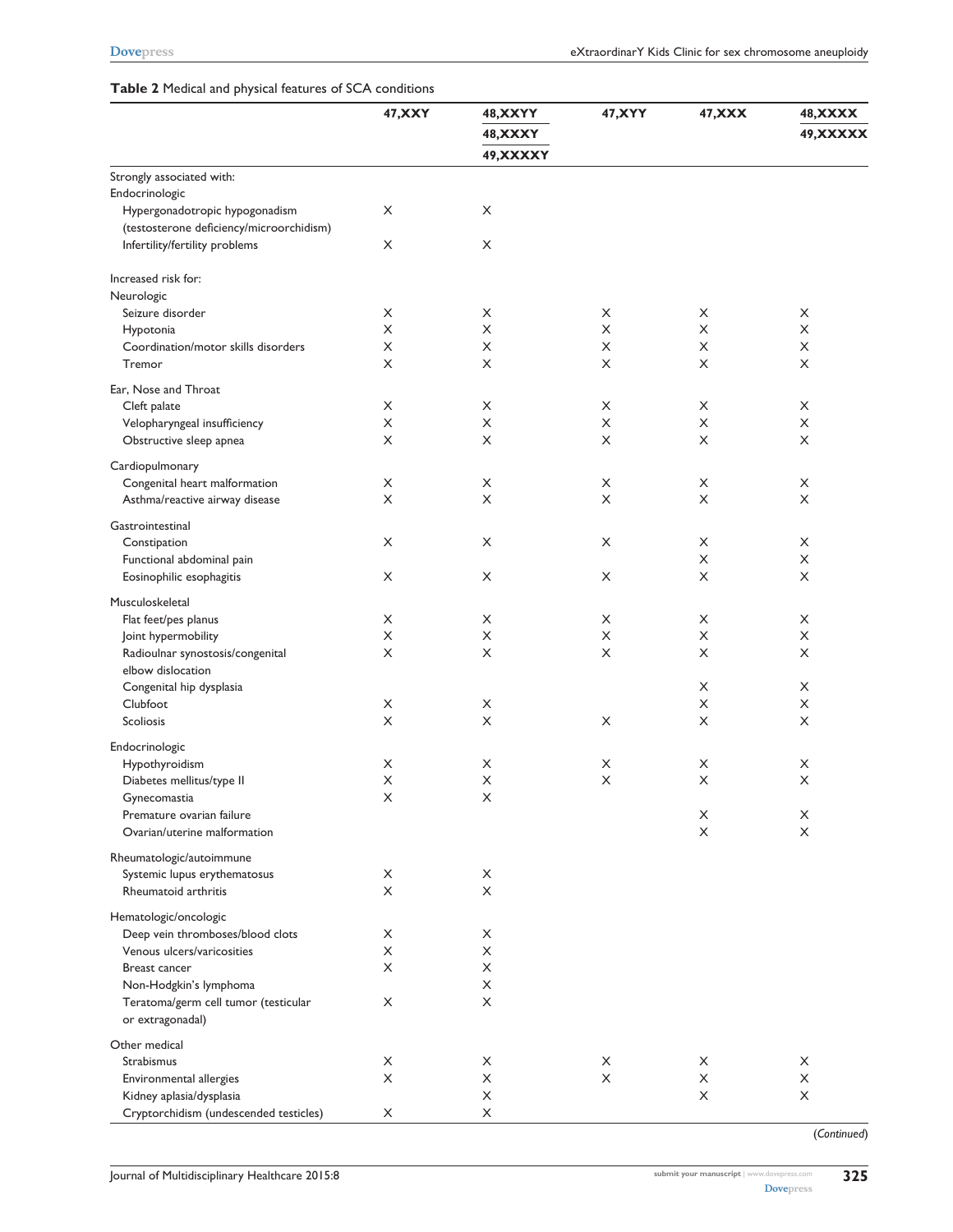**Table 2** Medical and physical features of SCA conditions

| | 47,XXY | 48,XXYY<br>48,XXXY<br>49,XXXXY | 47,XYY | 47,XXX | 48,XXXX<br>49,XXXXX |
|---|---|---|---|---|---|
| Strongly associated with: | | | | | |
| Endocrinologic | | | | | |
| Hypergonadotropic hypogonadism (testosterone deficiency/microorchidism) | X | X | | | |
| Infertility/fertility problems | X | X | | | |
| Increased risk for: | | | | | |
| Neurologic | | | | | |
| Seizure disorder | X | X | X | X | X |
| Hypotonia | X | X | X | X | X |
| Coordination/motor skills disorders | X | X | X | X | X |
| Tremor | X | X | X | X | X |
| Ear, Nose and Throat | | | | | |
| Cleft palate | X | X | X | X | X |
| Velopharyngeal insufficiency | X | X | X | X | X |
| Obstructive sleep apnea | X | X | X | X | X |
| Cardiopulmonary | | | | | |
| Congenital heart malformation | X | X | X | X | X |
| Asthma/reactive airway disease | X | X | X | X | X |
| Gastrointestinal | | | | | |
| Constipation | X | X | X | X | X |
| Functional abdominal pain | | | | X | X |
| Eosinophilic esophagitis | X | X | X | X | X |
| Musculoskeletal | | | | | |
| Flat feet/pes planus | X | X | X | X | X |
| Joint hypermobility | X | X | X | X | X |
| Radioulnar synostosis/congenital elbow dislocation | X | X | X | X | X |
| Congenital hip dysplasia | | | | X | X |
| Clubfoot | X | X | | X | X |
| Scoliosis | X | X | X | X | X |
| Endocrinologic | | | | | |
| Hypothyroidism | X | X | X | X | X |
| Diabetes mellitus/type II | X | X | X | X | X |
| Gynecomastia | X | X | | | |
| Premature ovarian failure | | | | X | X |
| Ovarian/uterine malformation | | | | X | X |
| Rheumatologic/autoimmune | | | | | |
| Systemic lupus erythematosus | X | X | | | |
| Rheumatoid arthritis | X | X | | | |
| Hematologic/oncologic | | | | | |
| Deep vein thromboses/blood clots | X | X | | | |
| Venous ulcers/varicosities | X | X | | | |
| Breast cancer | X | X | | | |
| Non-Hodgkin's lymphoma | | X | | | |
| Teratoma/germ cell tumor (testicular or extragonadal) | X | X | | | |
| Other medical | | | | | |
| Strabismus | X | X | X | X | X |
| Environmental allergies | X | X | X | X | X |
| Kidney aplasia/dysplasia | | X | | X | X |
| Cryptorchidism (undescended testicles) | X | X | | | |

(*Continued*)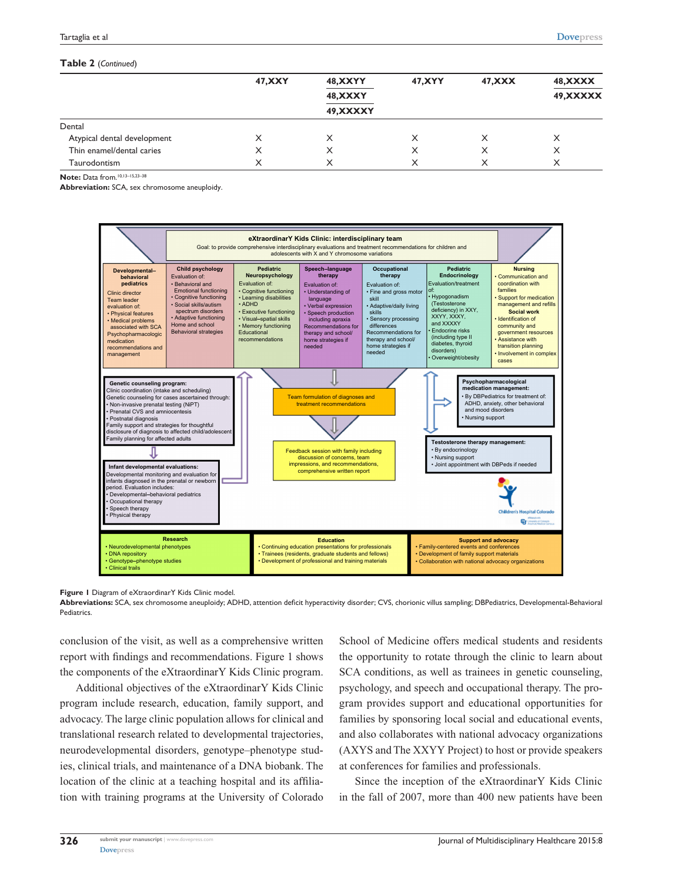**Table 2** (*Continued*)

| | 47,XXY | 48,XXYY<br>48,XXXY<br>49,XXXXY | 47,XYY | 47,XXX | 48,XXXX<br>49,XXXXX |
|---|---|---|---|---|---|
| Dental | | | | | |
| Atypical dental development | X | X | X | X | X |
| Thin enamel/dental caries | X | X | X | X | X |
| Taurodontism | X | X | X | X | X |

**Note:** Data from.[10,13–15,23–38]

**Abbreviation:** SCA, sex chromosome aneuploidy.

**eXtraordinarY Kids Clinic: interdisciplinary team**

Goal: to provide comprehensive interdisciplinary evaluations and treatment recommendations for children and adolescents with X and Y chromosome variations

**Developmental–behavioral pediatrics**
Clinic director
Team leader
evaluation of:
- Physical features
- Medical problems associated with SCA

Psychopharmacologic medication recommendations and management

**Child psychology**
Evaluation of:
- Behavioral and Emotional functioning
- Cognitive functioning
- Social skills/autism spectrum disorders
- Adaptive functioning

Home and school Behavioral strategies

**Pediatric Neuropsychology**
Evaluation of:
- Cognitive functioning
- Learning disabilities
- ADHD
- Executive functioning
- Visual–spatial skills
- Memory functioning

Educational recommendations

**Speech–language therapy**
Evaluation of:
- Understanding of language
- Verbal expression
- Speech production including apraxia

Recommendations for therapy and school/home strategies if needed

**Occupational therapy**
Evaluation of:
- Fine and gross motor skill
- Adaptive/daily living skills
- Sensory processing differences

Recommendations for therapy and school/home strategies if needed

**Pediatric Endocrinology**
Evaluation/treatment of:
- Hypogonadism (Testosterone deficiency) in XXY, XXYY, XXXY, and XXXXY
- Endocrine risks (including type II diabetes, thyroid disorders)
- Overweight/obesity

**Nursing**
- Communication and coordination with families
- Support for medication management and refills

**Social work**
- Identification of community and government resources
- Assistance with transition planning
- Involvement in complex cases

**Genetic counseling program:**
Clinic coordination (intake and scheduling)
Genetic counseling for cases ascertained through:
- Non-invasive prenatal testing (NIPT)
- Prenatal CVS and amniocentesis
- Postnatal diagnosis

Family support and strategies for thoughtful disclosure of diagnosis to affected child/adolescent
Family planning for affected adults

**Infant developmental evaluations:**
Developmental monitoring and evaluation for infants diagnosed in the prenatal or newborn period. Evaluation includes:
- Developmental–behavioral pediatrics
- Occupational therapy
- Speech therapy
- Physical therapy

Team formulation of diagnoses and treatment recommendations

Feedback session with family including discussion of concerns, team impressions, and recommendations, comprehensive written report

**Psychopharmacological medication management:**
- By DBPediatrics for treatment of: ADHD, anxiety, other behavioral and mood disorders
- Nursing support

**Testosterone therapy management:**
- By endocrinology
- Nursing support
- Joint appointment with DBPeds if needed

Children's Hospital Colorado

**Research**
- Neurodevelopmental phenotypes
- DNA repository
- Genotype–phenotype studies
- Clinical trails

**Education**
- Continuing education presentations for professionals
- Trainees (residents, graduate students and fellows)
- Development of professional and training materials

**Support and advocacy**
- Family-centered events and conferences
- Development of family support materials
- Collaboration with national advocacy organizations

**Figure 1** Diagram of eXtraordinarY Kids Clinic model.

**Abbreviations:** SCA, sex chromosome aneuploidy; ADHD, attention deficit hyperactivity disorder; CVS, chorionic villus sampling; DBPediatrics, Developmental-Behavioral Pediatrics.

conclusion of the visit, as well as a comprehensive written report with findings and recommendations. Figure 1 shows the components of the eXtraordinarY Kids Clinic program.

Additional objectives of the eXtraordinarY Kids Clinic program include research, education, family support, and advocacy. The large clinic population allows for clinical and translational research related to developmental trajectories, neurodevelopmental disorders, genotype–phenotype studies, clinical trials, and maintenance of a DNA biobank. The location of the clinic at a teaching hospital and its affiliation with training programs at the University of Colorado School of Medicine offers medical students and residents the opportunity to rotate through the clinic to learn about SCA conditions, as well as trainees in genetic counseling, psychology, and speech and occupational therapy. The program provides support and educational opportunities for families by sponsoring local social and educational events, and also collaborates with national advocacy organizations (AXYS and The XXYY Project) to host or provide speakers at conferences for families and professionals.

Since the inception of the eXtraordinarY Kids Clinic in the fall of 2007, more than 400 new patients have been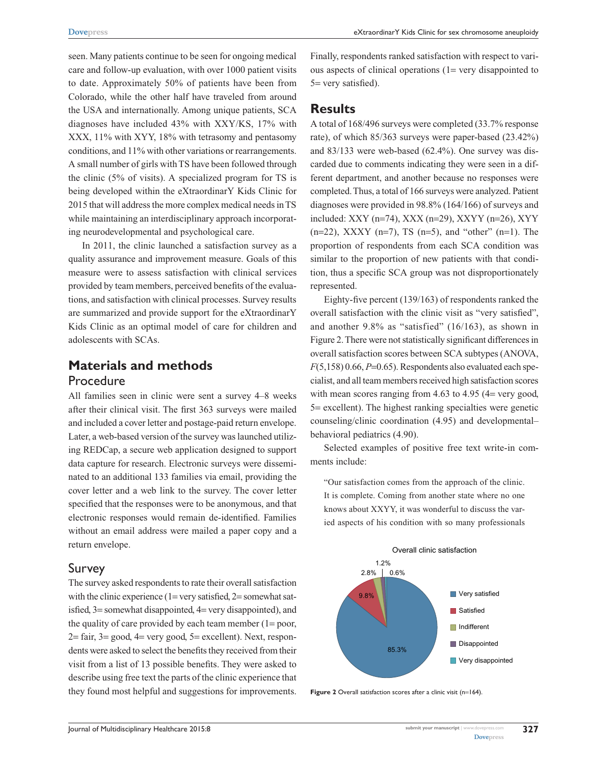seen. Many patients continue to be seen for ongoing medical care and follow-up evaluation, with over 1000 patient visits to date. Approximately 50% of patients have been from Colorado, while the other half have traveled from around the USA and internationally. Among unique patients, SCA diagnoses have included 43% with XXY/KS, 17% with XXX, 11% with XYY, 18% with tetrasomy and pentasomy conditions, and 11% with other variations or rearrangements. A small number of girls with TS have been followed through the clinic (5% of visits). A specialized program for TS is being developed within the eXtraordinarY Kids Clinic for 2015 that will address the more complex medical needs in TS while maintaining an interdisciplinary approach incorporating neurodevelopmental and psychological care.

In 2011, the clinic launched a satisfaction survey as a quality assurance and improvement measure. Goals of this measure were to assess satisfaction with clinical services provided by team members, perceived benefits of the evaluations, and satisfaction with clinical processes. Survey results are summarized and provide support for the eXtraordinarY Kids Clinic as an optimal model of care for children and adolescents with SCAs.

## Materials and methods

### Procedure

All families seen in clinic were sent a survey 4–8 weeks after their clinical visit. The first 363 surveys were mailed and included a cover letter and postage-paid return envelope. Later, a web-based version of the survey was launched utilizing REDCap, a secure web application designed to support data capture for research. Electronic surveys were disseminated to an additional 133 families via email, providing the cover letter and a web link to the survey. The cover letter specified that the responses were to be anonymous, and that electronic responses would remain de-identified. Families without an email address were mailed a paper copy and a return envelope.

### Survey

The survey asked respondents to rate their overall satisfaction with the clinic experience (1= very satisfied, 2= somewhat satisfied, 3= somewhat disappointed, 4= very disappointed), and the quality of care provided by each team member (1= poor, 2= fair, 3= good, 4= very good, 5= excellent). Next, respondents were asked to select the benefits they received from their visit from a list of 13 possible benefits. They were asked to describe using free text the parts of the clinic experience that they found most helpful and suggestions for improvements. Finally, respondents ranked satisfaction with respect to various aspects of clinical operations (1= very disappointed to 5= very satisfied).

## Results

A total of 168/496 surveys were completed (33.7% response rate), of which 85/363 surveys were paper-based (23.42%) and 83/133 were web-based (62.4%). One survey was discarded due to comments indicating they were seen in a different department, and another because no responses were completed. Thus, a total of 166 surveys were analyzed. Patient diagnoses were provided in 98.8% (164/166) of surveys and included: XXY (n=74), XXX (n=29), XXYY (n=26), XYY (n=22), XXXY (n=7), TS (n=5), and "other" (n=1). The proportion of respondents from each SCA condition was similar to the proportion of new patients with that condition, thus a specific SCA group was not disproportionately represented.

Eighty-five percent (139/163) of respondents ranked the overall satisfaction with the clinic visit as "very satisfied", and another 9.8% as "satisfied" (16/163), as shown in Figure 2. There were not statistically significant differences in overall satisfaction scores between SCA subtypes (ANOVA, $F(5,158)$ 0.66, $P$=0.65). Respondents also evaluated each specialist, and all team members received high satisfaction scores with mean scores ranging from 4.63 to 4.95 (4= very good, 5= excellent). The highest ranking specialties were genetic counseling/clinic coordination (4.95) and developmental–behavioral pediatrics (4.90).

Selected examples of positive free text write-in comments include:

> "Our satisfaction comes from the approach of the clinic. It is complete. Coming from another state where no one knows about XXYY, it was wonderful to discuss the varied aspects of his condition with so many professionals

Overall clinic satisfaction

| Category | Percentage |
|---|---|
| Very satisfied | 85.3% |
| Satisfied | 9.8% |
| Indifferent | 2.8% |
| Disappointed | 1.2% |
| Very disappointed | 0.6% |

**Figure 2** Overall satisfaction scores after a clinic visit (n=164).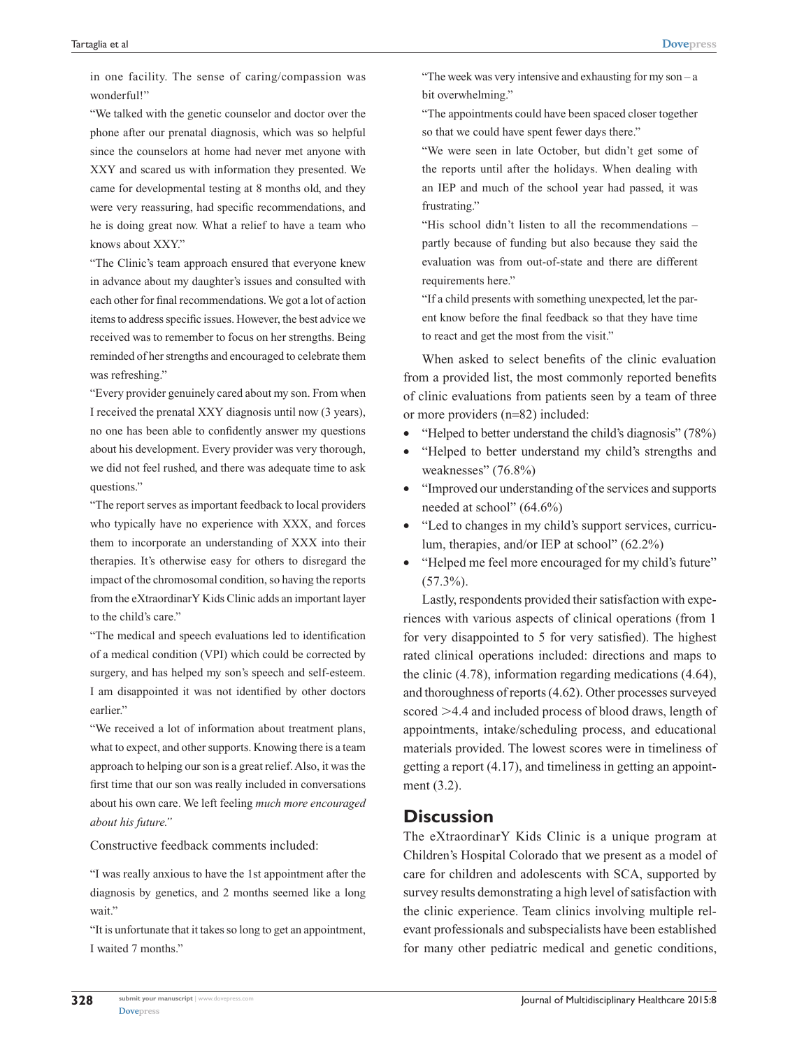in one facility. The sense of caring/compassion was wonderful!"

"We talked with the genetic counselor and doctor over the phone after our prenatal diagnosis, which was so helpful since the counselors at home had never met anyone with XXY and scared us with information they presented. We came for developmental testing at 8 months old, and they were very reassuring, had specific recommendations, and he is doing great now. What a relief to have a team who knows about XXY."

"The Clinic's team approach ensured that everyone knew in advance about my daughter's issues and consulted with each other for final recommendations. We got a lot of action items to address specific issues. However, the best advice we received was to remember to focus on her strengths. Being reminded of her strengths and encouraged to celebrate them was refreshing."

"Every provider genuinely cared about my son. From when I received the prenatal XXY diagnosis until now (3 years), no one has been able to confidently answer my questions about his development. Every provider was very thorough, we did not feel rushed, and there was adequate time to ask questions."

"The report serves as important feedback to local providers who typically have no experience with XXX, and forces them to incorporate an understanding of XXX into their therapies. It's otherwise easy for others to disregard the impact of the chromosomal condition, so having the reports from the eXtraordinarY Kids Clinic adds an important layer to the child's care."

"The medical and speech evaluations led to identification of a medical condition (VPI) which could be corrected by surgery, and has helped my son's speech and self-esteem. I am disappointed it was not identified by other doctors earlier."

"We received a lot of information about treatment plans, what to expect, and other supports. Knowing there is a team approach to helping our son is a great relief. Also, it was the first time that our son was really included in conversations about his own care. We left feeling *much more encouraged about his future."*

Constructive feedback comments included:

"I was really anxious to have the 1st appointment after the diagnosis by genetics, and 2 months seemed like a long wait."

"It is unfortunate that it takes so long to get an appointment, I waited 7 months."

"The week was very intensive and exhausting for my son – a bit overwhelming."

"The appointments could have been spaced closer together so that we could have spent fewer days there."

"We were seen in late October, but didn't get some of the reports until after the holidays. When dealing with an IEP and much of the school year had passed, it was frustrating."

"His school didn't listen to all the recommendations – partly because of funding but also because they said the evaluation was from out-of-state and there are different requirements here."

"If a child presents with something unexpected, let the parent know before the final feedback so that they have time to react and get the most from the visit."

When asked to select benefits of the clinic evaluation from a provided list, the most commonly reported benefits of clinic evaluations from patients seen by a team of three or more providers (n=82) included:

- "Helped to better understand the child's diagnosis" (78%)
- "Helped to better understand my child's strengths and weaknesses" (76.8%)
- "Improved our understanding of the services and supports needed at school" (64.6%)
- "Led to changes in my child's support services, curriculum, therapies, and/or IEP at school" (62.2%)
- "Helped me feel more encouraged for my child's future" (57.3%).

Lastly, respondents provided their satisfaction with experiences with various aspects of clinical operations (from 1 for very disappointed to 5 for very satisfied). The highest rated clinical operations included: directions and maps to the clinic (4.78), information regarding medications (4.64), and thoroughness of reports (4.62). Other processes surveyed scored >4.4 and included process of blood draws, length of appointments, intake/scheduling process, and educational materials provided. The lowest scores were in timeliness of getting a report (4.17), and timeliness in getting an appointment (3.2).

## Discussion

The eXtraordinarY Kids Clinic is a unique program at Children's Hospital Colorado that we present as a model of care for children and adolescents with SCA, supported by survey results demonstrating a high level of satisfaction with the clinic experience. Team clinics involving multiple relevant professionals and subspecialists have been established for many other pediatric medical and genetic conditions,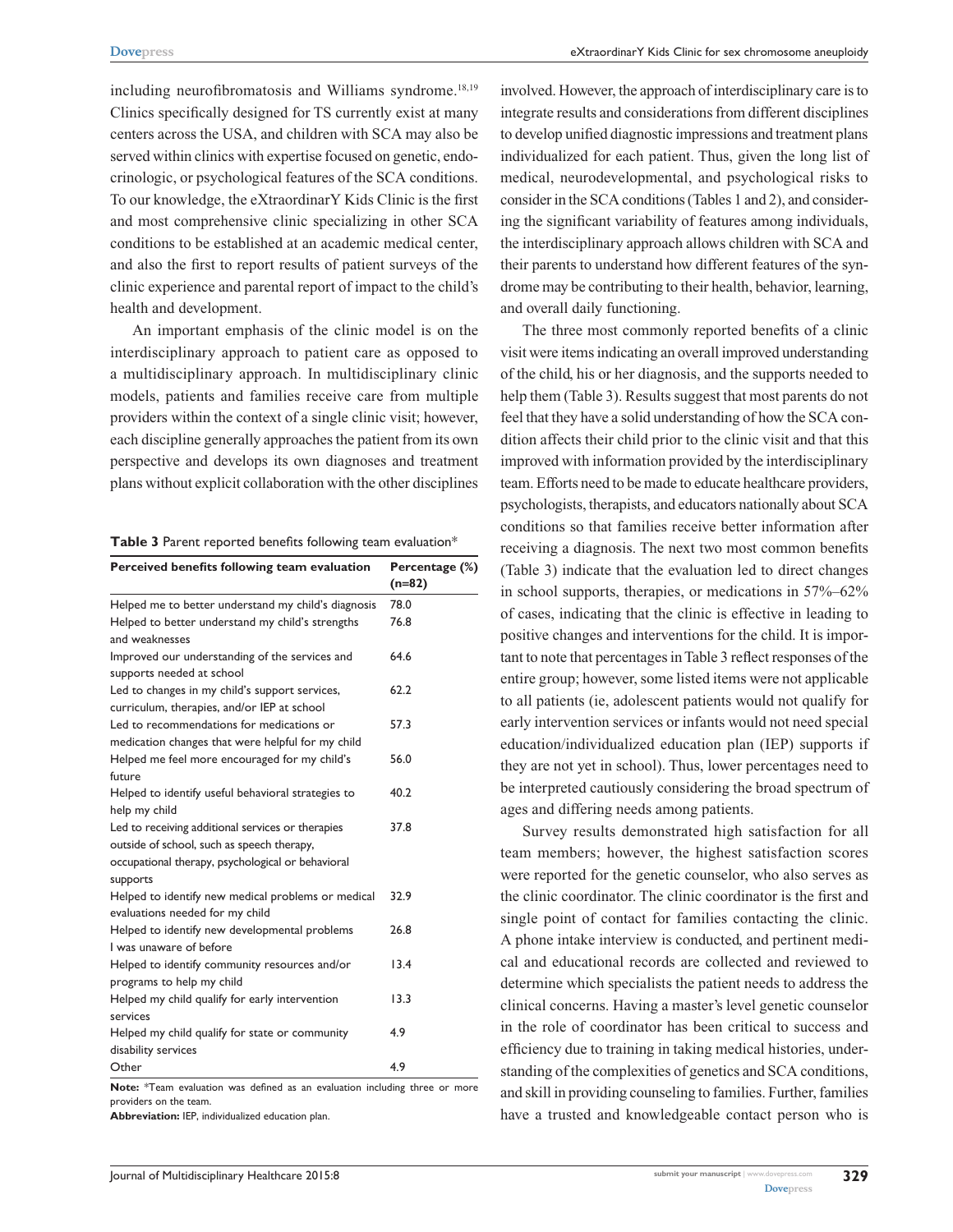including neurofibromatosis and Williams syndrome.[18,19] Clinics specifically designed for TS currently exist at many centers across the USA, and children with SCA may also be served within clinics with expertise focused on genetic, endocrinologic, or psychological features of the SCA conditions. To our knowledge, the eXtraordinarY Kids Clinic is the first and most comprehensive clinic specializing in other SCA conditions to be established at an academic medical center, and also the first to report results of patient surveys of the clinic experience and parental report of impact to the child's health and development.

An important emphasis of the clinic model is on the interdisciplinary approach to patient care as opposed to a multidisciplinary approach. In multidisciplinary clinic models, patients and families receive care from multiple providers within the context of a single clinic visit; however, each discipline generally approaches the patient from its own perspective and develops its own diagnoses and treatment plans without explicit collaboration with the other disciplines involved. However, the approach of interdisciplinary care is to integrate results and considerations from different disciplines to develop unified diagnostic impressions and treatment plans individualized for each patient. Thus, given the long list of medical, neurodevelopmental, and psychological risks to consider in the SCA conditions (Tables 1 and 2), and considering the significant variability of features among individuals, the interdisciplinary approach allows children with SCA and their parents to understand how different features of the syndrome may be contributing to their health, behavior, learning, and overall daily functioning.

**Table 3** Parent reported benefits following team evaluation*

| Perceived benefits following team evaluation | Percentage (%) (n=82) |
|---|---|
| Helped me to better understand my child's diagnosis | 78.0 |
| Helped to better understand my child's strengths and weaknesses | 76.8 |
| Improved our understanding of the services and supports needed at school | 64.6 |
| Led to changes in my child's support services, curriculum, therapies, and/or IEP at school | 62.2 |
| Led to recommendations for medications or medication changes that were helpful for my child | 57.3 |
| Helped me feel more encouraged for my child's future | 56.0 |
| Helped to identify useful behavioral strategies to help my child | 40.2 |
| Led to receiving additional services or therapies outside of school, such as speech therapy, occupational therapy, psychological or behavioral supports | 37.8 |
| Helped to identify new medical problems or medical evaluations needed for my child | 32.9 |
| Helped to identify new developmental problems I was unaware of before | 26.8 |
| Helped to identify community resources and/or programs to help my child | 13.4 |
| Helped my child qualify for early intervention services | 13.3 |
| Helped my child qualify for state or community disability services | 4.9 |
| Other | 4.9 |

**Note:** *Team evaluation was defined as an evaluation including three or more providers on the team.
**Abbreviation:** IEP, individualized education plan.

The three most commonly reported benefits of a clinic visit were items indicating an overall improved understanding of the child, his or her diagnosis, and the supports needed to help them (Table 3). Results suggest that most parents do not feel that they have a solid understanding of how the SCA condition affects their child prior to the clinic visit and that this improved with information provided by the interdisciplinary team. Efforts need to be made to educate healthcare providers, psychologists, therapists, and educators nationally about SCA conditions so that families receive better information after receiving a diagnosis. The next two most common benefits (Table 3) indicate that the evaluation led to direct changes in school supports, therapies, or medications in 57%–62% of cases, indicating that the clinic is effective in leading to positive changes and interventions for the child. It is important to note that percentages in Table 3 reflect responses of the entire group; however, some listed items were not applicable to all patients (ie, adolescent patients would not qualify for early intervention services or infants would not need special education/individualized education plan (IEP) supports if they are not yet in school). Thus, lower percentages need to be interpreted cautiously considering the broad spectrum of ages and differing needs among patients.

Survey results demonstrated high satisfaction for all team members; however, the highest satisfaction scores were reported for the genetic counselor, who also serves as the clinic coordinator. The clinic coordinator is the first and single point of contact for families contacting the clinic. A phone intake interview is conducted, and pertinent medical and educational records are collected and reviewed to determine which specialists the patient needs to address the clinical concerns. Having a master's level genetic counselor in the role of coordinator has been critical to success and efficiency due to training in taking medical histories, understanding of the complexities of genetics and SCA conditions, and skill in providing counseling to families. Further, families have a trusted and knowledgeable contact person who is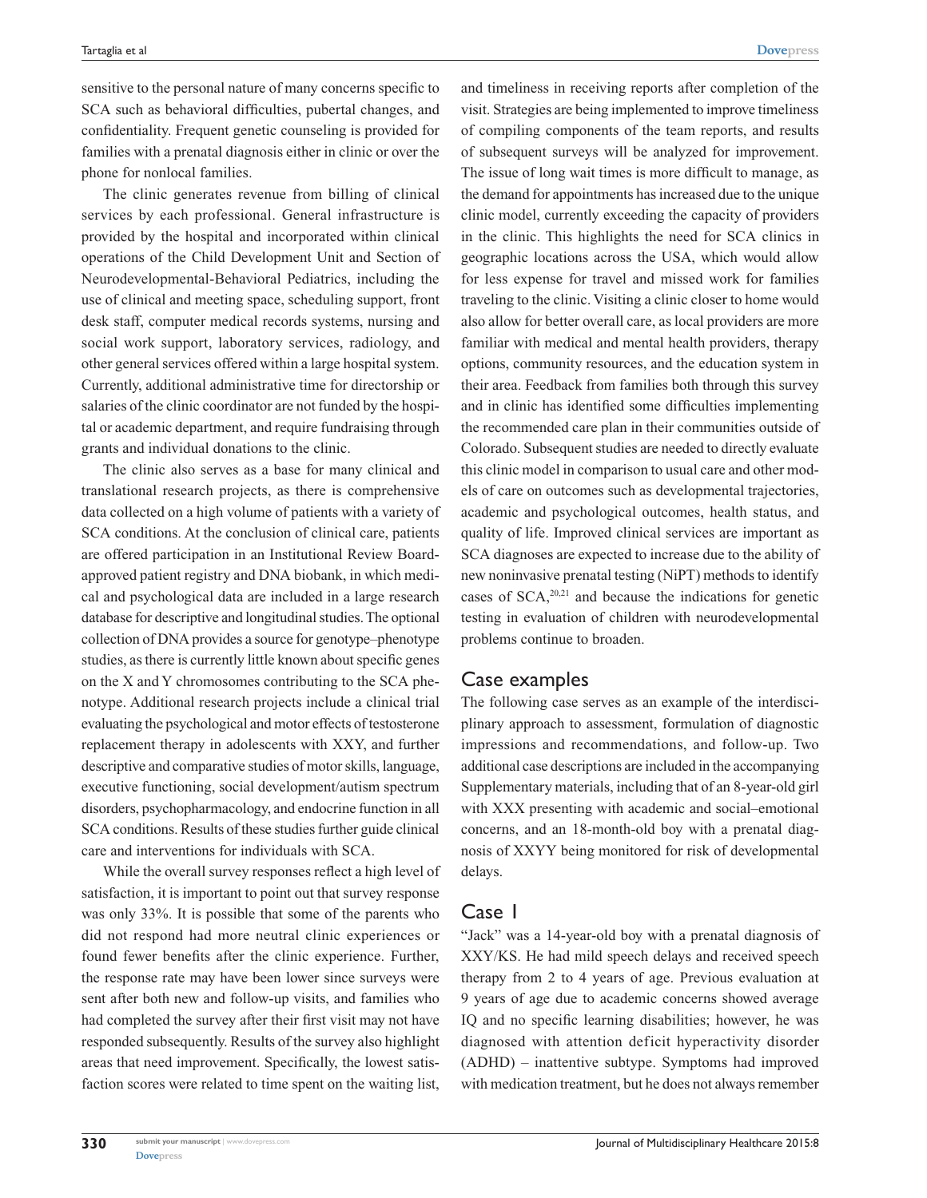sensitive to the personal nature of many concerns specific to SCA such as behavioral difficulties, pubertal changes, and confidentiality. Frequent genetic counseling is provided for families with a prenatal diagnosis either in clinic or over the phone for nonlocal families.

The clinic generates revenue from billing of clinical services by each professional. General infrastructure is provided by the hospital and incorporated within clinical operations of the Child Development Unit and Section of Neurodevelopmental-Behavioral Pediatrics, including the use of clinical and meeting space, scheduling support, front desk staff, computer medical records systems, nursing and social work support, laboratory services, radiology, and other general services offered within a large hospital system. Currently, additional administrative time for directorship or salaries of the clinic coordinator are not funded by the hospital or academic department, and require fundraising through grants and individual donations to the clinic.

The clinic also serves as a base for many clinical and translational research projects, as there is comprehensive data collected on a high volume of patients with a variety of SCA conditions. At the conclusion of clinical care, patients are offered participation in an Institutional Review Board-approved patient registry and DNA biobank, in which medical and psychological data are included in a large research database for descriptive and longitudinal studies. The optional collection of DNA provides a source for genotype–phenotype studies, as there is currently little known about specific genes on the X and Y chromosomes contributing to the SCA phenotype. Additional research projects include a clinical trial evaluating the psychological and motor effects of testosterone replacement therapy in adolescents with XXY, and further descriptive and comparative studies of motor skills, language, executive functioning, social development/autism spectrum disorders, psychopharmacology, and endocrine function in all SCA conditions. Results of these studies further guide clinical care and interventions for individuals with SCA.

While the overall survey responses reflect a high level of satisfaction, it is important to point out that survey response was only 33%. It is possible that some of the parents who did not respond had more neutral clinic experiences or found fewer benefits after the clinic experience. Further, the response rate may have been lower since surveys were sent after both new and follow-up visits, and families who had completed the survey after their first visit may not have responded subsequently. Results of the survey also highlight areas that need improvement. Specifically, the lowest satisfaction scores were related to time spent on the waiting list, and timeliness in receiving reports after completion of the visit. Strategies are being implemented to improve timeliness of compiling components of the team reports, and results of subsequent surveys will be analyzed for improvement. The issue of long wait times is more difficult to manage, as the demand for appointments has increased due to the unique clinic model, currently exceeding the capacity of providers in the clinic. This highlights the need for SCA clinics in geographic locations across the USA, which would allow for less expense for travel and missed work for families traveling to the clinic. Visiting a clinic closer to home would also allow for better overall care, as local providers are more familiar with medical and mental health providers, therapy options, community resources, and the education system in their area. Feedback from families both through this survey and in clinic has identified some difficulties implementing the recommended care plan in their communities outside of Colorado. Subsequent studies are needed to directly evaluate this clinic model in comparison to usual care and other models of care on outcomes such as developmental trajectories, academic and psychological outcomes, health status, and quality of life. Improved clinical services are important as SCA diagnoses are expected to increase due to the ability of new noninvasive prenatal testing (NiPT) methods to identify cases of SCA,[20,21] and because the indications for genetic testing in evaluation of children with neurodevelopmental problems continue to broaden.

## Case examples

The following case serves as an example of the interdisciplinary approach to assessment, formulation of diagnostic impressions and recommendations, and follow-up. Two additional case descriptions are included in the accompanying Supplementary materials, including that of an 8-year-old girl with XXX presenting with academic and social–emotional concerns, and an 18-month-old boy with a prenatal diagnosis of XXYY being monitored for risk of developmental delays.

## Case 1

"Jack" was a 14-year-old boy with a prenatal diagnosis of XXY/KS. He had mild speech delays and received speech therapy from 2 to 4 years of age. Previous evaluation at 9 years of age due to academic concerns showed average IQ and no specific learning disabilities; however, he was diagnosed with attention deficit hyperactivity disorder (ADHD) – inattentive subtype. Symptoms had improved with medication treatment, but he does not always remember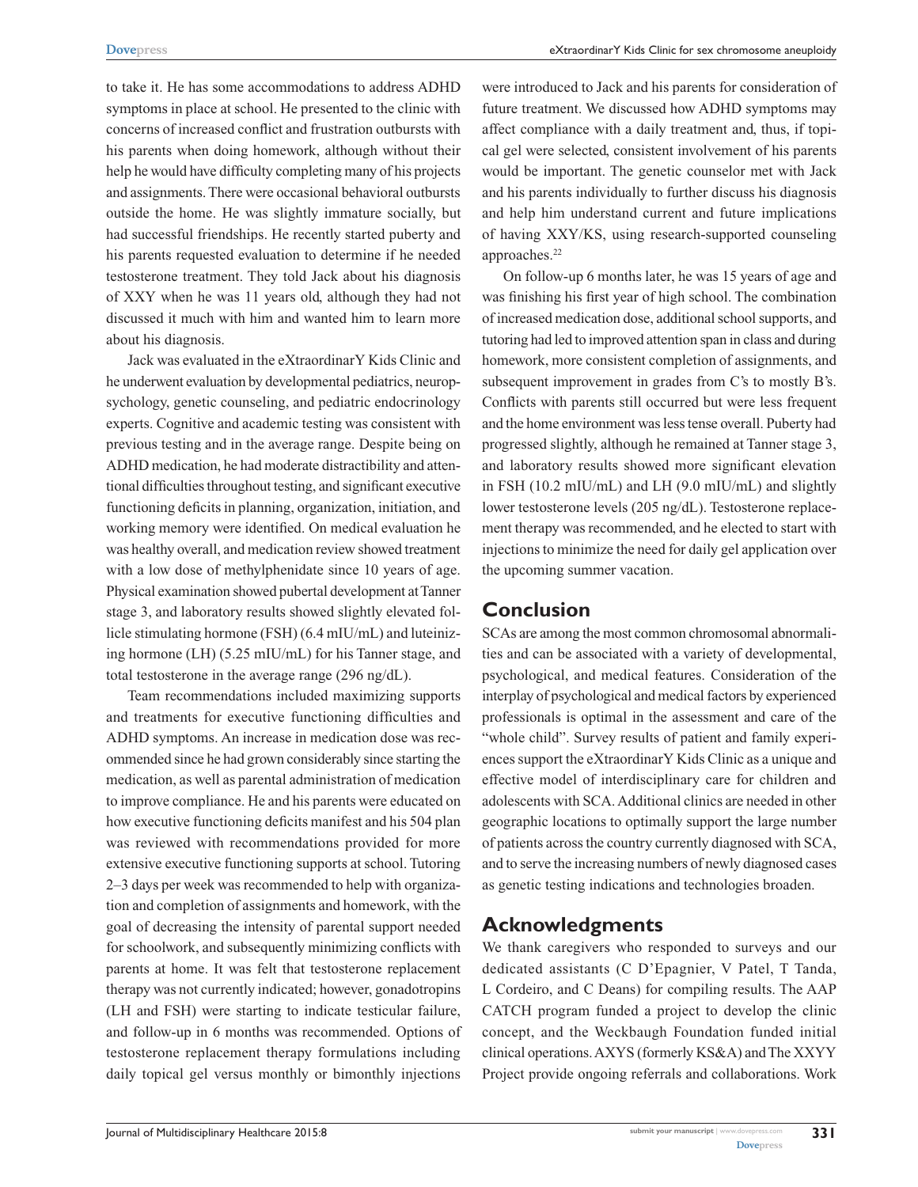to take it. He has some accommodations to address ADHD symptoms in place at school. He presented to the clinic with concerns of increased conflict and frustration outbursts with his parents when doing homework, although without their help he would have difficulty completing many of his projects and assignments. There were occasional behavioral outbursts outside the home. He was slightly immature socially, but had successful friendships. He recently started puberty and his parents requested evaluation to determine if he needed testosterone treatment. They told Jack about his diagnosis of XXY when he was 11 years old, although they had not discussed it much with him and wanted him to learn more about his diagnosis.

Jack was evaluated in the eXtraordinarY Kids Clinic and he underwent evaluation by developmental pediatrics, neuropsychology, genetic counseling, and pediatric endocrinology experts. Cognitive and academic testing was consistent with previous testing and in the average range. Despite being on ADHD medication, he had moderate distractibility and attentional difficulties throughout testing, and significant executive functioning deficits in planning, organization, initiation, and working memory were identified. On medical evaluation he was healthy overall, and medication review showed treatment with a low dose of methylphenidate since 10 years of age. Physical examination showed pubertal development at Tanner stage 3, and laboratory results showed slightly elevated follicle stimulating hormone (FSH) (6.4 mIU/mL) and luteinizing hormone (LH) (5.25 mIU/mL) for his Tanner stage, and total testosterone in the average range (296 ng/dL).

Team recommendations included maximizing supports and treatments for executive functioning difficulties and ADHD symptoms. An increase in medication dose was recommended since he had grown considerably since starting the medication, as well as parental administration of medication to improve compliance. He and his parents were educated on how executive functioning deficits manifest and his 504 plan was reviewed with recommendations provided for more extensive executive functioning supports at school. Tutoring 2–3 days per week was recommended to help with organization and completion of assignments and homework, with the goal of decreasing the intensity of parental support needed for schoolwork, and subsequently minimizing conflicts with parents at home. It was felt that testosterone replacement therapy was not currently indicated; however, gonadotropins (LH and FSH) were starting to indicate testicular failure, and follow-up in 6 months was recommended. Options of testosterone replacement therapy formulations including daily topical gel versus monthly or bimonthly injections were introduced to Jack and his parents for consideration of future treatment. We discussed how ADHD symptoms may affect compliance with a daily treatment and, thus, if topical gel were selected, consistent involvement of his parents would be important. The genetic counselor met with Jack and his parents individually to further discuss his diagnosis and help him understand current and future implications of having XXY/KS, using research-supported counseling approaches.[22]

On follow-up 6 months later, he was 15 years of age and was finishing his first year of high school. The combination of increased medication dose, additional school supports, and tutoring had led to improved attention span in class and during homework, more consistent completion of assignments, and subsequent improvement in grades from C's to mostly B's. Conflicts with parents still occurred but were less frequent and the home environment was less tense overall. Puberty had progressed slightly, although he remained at Tanner stage 3, and laboratory results showed more significant elevation in FSH (10.2 mIU/mL) and LH (9.0 mIU/mL) and slightly lower testosterone levels (205 ng/dL). Testosterone replacement therapy was recommended, and he elected to start with injections to minimize the need for daily gel application over the upcoming summer vacation.

## Conclusion

SCAs are among the most common chromosomal abnormalities and can be associated with a variety of developmental, psychological, and medical features. Consideration of the interplay of psychological and medical factors by experienced professionals is optimal in the assessment and care of the "whole child". Survey results of patient and family experiences support the eXtraordinarY Kids Clinic as a unique and effective model of interdisciplinary care for children and adolescents with SCA. Additional clinics are needed in other geographic locations to optimally support the large number of patients across the country currently diagnosed with SCA, and to serve the increasing numbers of newly diagnosed cases as genetic testing indications and technologies broaden.

## Acknowledgments

We thank caregivers who responded to surveys and our dedicated assistants (C D'Epagnier, V Patel, T Tanda, L Cordeiro, and C Deans) for compiling results. The AAP CATCH program funded a project to develop the clinic concept, and the Weckbaugh Foundation funded initial clinical operations. AXYS (formerly KS&A) and The XXYY Project provide ongoing referrals and collaborations. Work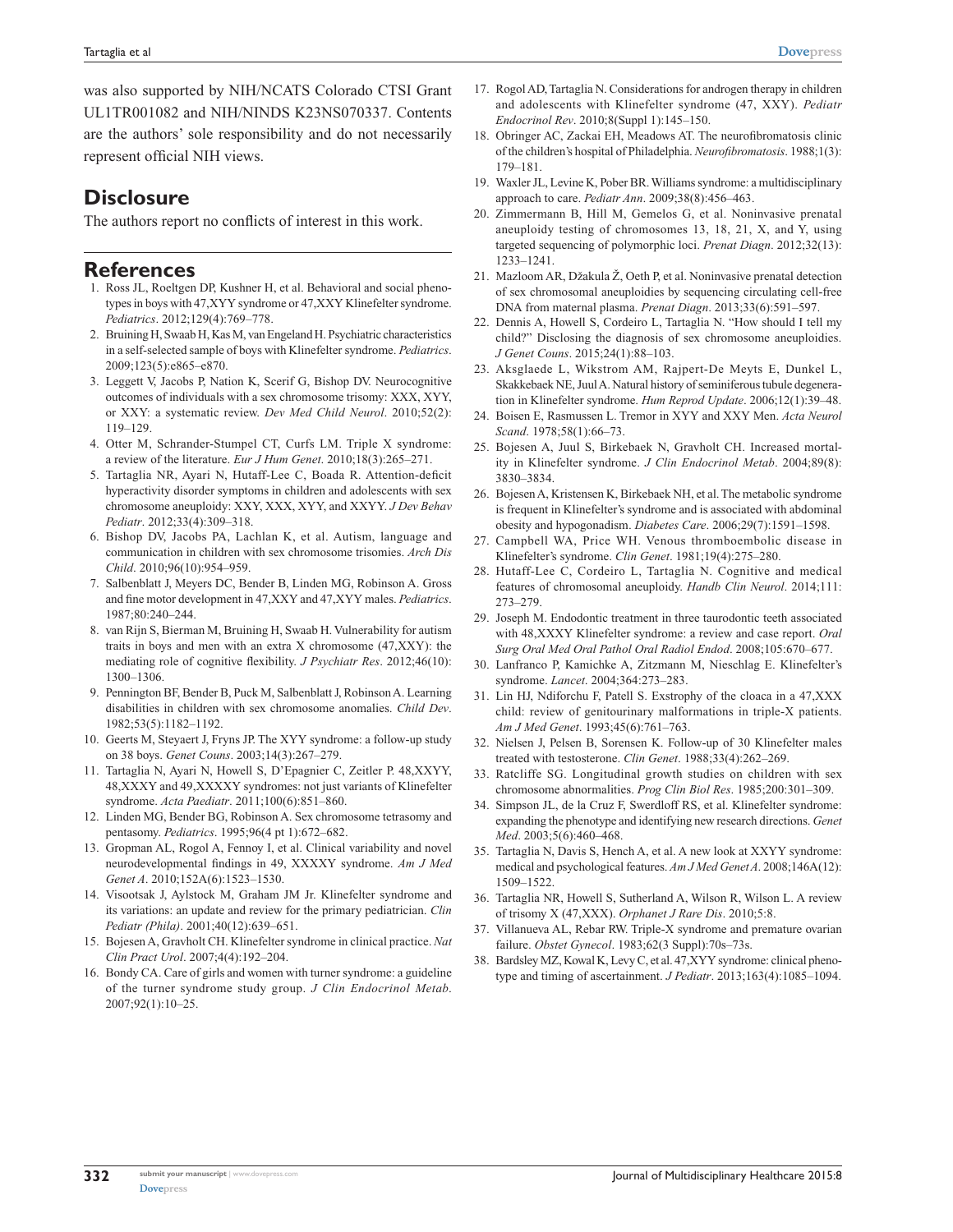was also supported by NIH/NCATS Colorado CTSI Grant UL1TR001082 and NIH/NINDS K23NS070337. Contents are the authors' sole responsibility and do not necessarily represent official NIH views.

## Disclosure

The authors report no conflicts of interest in this work.

## References

1. Ross JL, Roeltgen DP, Kushner H, et al. Behavioral and social phenotypes in boys with 47,XYY syndrome or 47,XXY Klinefelter syndrome. *Pediatrics*. 2012;129(4):769–778.
2. Bruining H, Swaab H, Kas M, van Engeland H. Psychiatric characteristics in a self-selected sample of boys with Klinefelter syndrome. *Pediatrics*. 2009;123(5):e865–e870.
3. Leggett V, Jacobs P, Nation K, Scerif G, Bishop DV. Neurocognitive outcomes of individuals with a sex chromosome trisomy: XXX, XYY, or XXY: a systematic review. *Dev Med Child Neurol*. 2010;52(2):119–129.
4. Otter M, Schrander-Stumpel CT, Curfs LM. Triple X syndrome: a review of the literature. *Eur J Hum Genet*. 2010;18(3):265–271.
5. Tartaglia NR, Ayari N, Hutaff-Lee C, Boada R. Attention-deficit hyperactivity disorder symptoms in children and adolescents with sex chromosome aneuploidy: XXY, XXX, XYY, and XXYY. *J Dev Behav Pediatr*. 2012;33(4):309–318.
6. Bishop DV, Jacobs PA, Lachlan K, et al. Autism, language and communication in children with sex chromosome trisomies. *Arch Dis Child*. 2010;96(10):954–959.
7. Salbenblatt J, Meyers DC, Bender B, Linden MG, Robinson A. Gross and fine motor development in 47,XXY and 47,XYY males. *Pediatrics*. 1987;80:240–244.
8. van Rijn S, Bierman M, Bruining H, Swaab H. Vulnerability for autism traits in boys and men with an extra X chromosome (47,XXY): the mediating role of cognitive flexibility. *J Psychiatr Res*. 2012;46(10):1300–1306.
9. Pennington BF, Bender B, Puck M, Salbenblatt J, Robinson A. Learning disabilities in children with sex chromosome anomalies. *Child Dev*. 1982;53(5):1182–1192.
10. Geerts M, Steyaert J, Fryns JP. The XYY syndrome: a follow-up study on 38 boys. *Genet Couns*. 2003;14(3):267–279.
11. Tartaglia N, Ayari N, Howell S, D'Epagnier C, Zeitler P. 48,XXYY, 48,XXXY and 49,XXXXY syndromes: not just variants of Klinefelter syndrome. *Acta Paediatr*. 2011;100(6):851–860.
12. Linden MG, Bender BG, Robinson A. Sex chromosome tetrasomy and pentasomy. *Pediatrics*. 1995;96(4 pt 1):672–682.
13. Gropman AL, Rogol A, Fennoy I, et al. Clinical variability and novel neurodevelopmental findings in 49, XXXXY syndrome. *Am J Med Genet A*. 2010;152A(6):1523–1530.
14. Visootsak J, Aylstock M, Graham JM Jr. Klinefelter syndrome and its variations: an update and review for the primary pediatrician. *Clin Pediatr (Phila)*. 2001;40(12):639–651.
15. Bojesen A, Gravholt CH. Klinefelter syndrome in clinical practice. *Nat Clin Pract Urol*. 2007;4(4):192–204.
16. Bondy CA. Care of girls and women with turner syndrome: a guideline of the turner syndrome study group. *J Clin Endocrinol Metab*. 2007;92(1):10–25.
17. Rogol AD, Tartaglia N. Considerations for androgen therapy in children and adolescents with Klinefelter syndrome (47, XXY). *Pediatr Endocrinol Rev*. 2010;8(Suppl 1):145–150.
18. Obringer AC, Zackai EH, Meadows AT. The neurofibromatosis clinic of the children's hospital of Philadelphia. *Neurofibromatosis*. 1988;1(3):179–181.
19. Waxler JL, Levine K, Pober BR. Williams syndrome: a multidisciplinary approach to care. *Pediatr Ann*. 2009;38(8):456–463.
20. Zimmermann B, Hill M, Gemelos G, et al. Noninvasive prenatal aneuploidy testing of chromosomes 13, 18, 21, X, and Y, using targeted sequencing of polymorphic loci. *Prenat Diagn*. 2012;32(13):1233–1241.
21. Mazloom AR, Džakula Ž, Oeth P, et al. Noninvasive prenatal detection of sex chromosomal aneuploidies by sequencing circulating cell-free DNA from maternal plasma. *Prenat Diagn*. 2013;33(6):591–597.
22. Dennis A, Howell S, Cordeiro L, Tartaglia N. "How should I tell my child?" Disclosing the diagnosis of sex chromosome aneuploidies. *J Genet Couns*. 2015;24(1):88–103.
23. Aksglaede L, Wikstrom AM, Rajpert-De Meyts E, Dunkel L, Skakkebaek NE, Juul A. Natural history of seminiferous tubule degeneration in Klinefelter syndrome. *Hum Reprod Update*. 2006;12(1):39–48.
24. Boisen E, Rasmussen L. Tremor in XYY and XXY Men. *Acta Neurol Scand*. 1978;58(1):66–73.
25. Bojesen A, Juul S, Birkebaek N, Gravholt CH. Increased mortality in Klinefelter syndrome. *J Clin Endocrinol Metab*. 2004;89(8):3830–3834.
26. Bojesen A, Kristensen K, Birkebaek NH, et al. The metabolic syndrome is frequent in Klinefelter's syndrome and is associated with abdominal obesity and hypogonadism. *Diabetes Care*. 2006;29(7):1591–1598.
27. Campbell WA, Price WH. Venous thromboembolic disease in Klinefelter's syndrome. *Clin Genet*. 1981;19(4):275–280.
28. Hutaff-Lee C, Cordeiro L, Tartaglia N. Cognitive and medical features of chromosomal aneuploidy. *Handb Clin Neurol*. 2014;111:273–279.
29. Joseph M. Endodontic treatment in three taurodontic teeth associated with 48,XXXY Klinefelter syndrome: a review and case report. *Oral Surg Oral Med Oral Pathol Oral Radiol Endod*. 2008;105:670–677.
30. Lanfranco F, Kamichke A, Zitzmann M, Nieschlag E. Klinefelter's syndrome. *Lancet*. 2004;364:273–283.
31. Lin HJ, Ndiforchu F, Patell S. Exstrophy of the cloaca in a 47,XXX child: review of genitourinary malformations in triple-X patients. *Am J Med Genet*. 1993;45(6):761–763.
32. Nielsen J, Pelsen B, Sorensen K. Follow-up of 30 Klinefelter males treated with testosterone. *Clin Genet*. 1988;33(4):262–269.
33. Ratcliffe SG. Longitudinal growth studies on children with sex chromosome abnormalities. *Prog Clin Biol Res*. 1985;200:301–309.
34. Simpson JL, de la Cruz F, Swerdloff RS, et al. Klinefelter syndrome: expanding the phenotype and identifying new research directions. *Genet Med*. 2003;5(6):460–468.
35. Tartaglia N, Davis S, Hench A, et al. A new look at XXYY syndrome: medical and psychological features. *Am J Med Genet A*. 2008;146A(12):1509–1522.
36. Tartaglia NR, Howell S, Sutherland A, Wilson R, Wilson L. A review of trisomy X (47,XXX). *Orphanet J Rare Dis*. 2010;5:8.
37. Villanueva AL, Rebar RW. Triple-X syndrome and premature ovarian failure. *Obstet Gynecol*. 1983;62(3 Suppl):70s–73s.
38. Bardsley MZ, Kowal K, Levy C, et al. 47,XYY syndrome: clinical phenotype and timing of ascertainment. *J Pediatr*. 2013;163(4):1085–1094.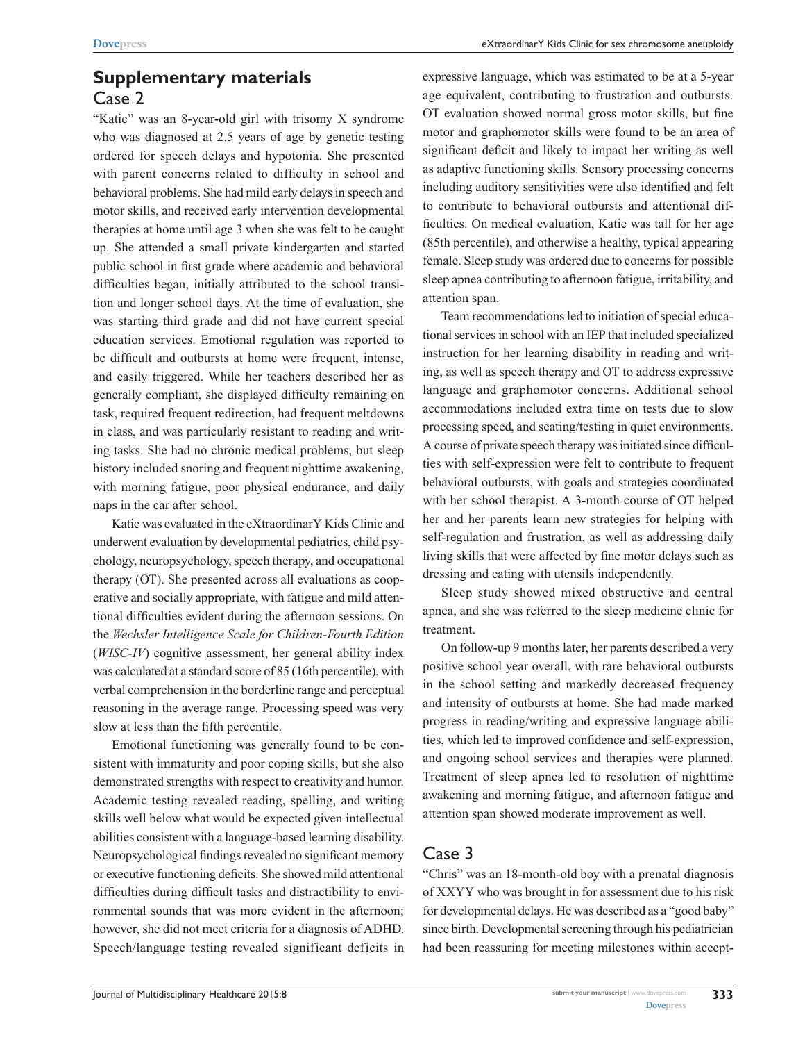## Supplementary materials

### Case 2

"Katie" was an 8-year-old girl with trisomy X syndrome who was diagnosed at 2.5 years of age by genetic testing ordered for speech delays and hypotonia. She presented with parent concerns related to difficulty in school and behavioral problems. She had mild early delays in speech and motor skills, and received early intervention developmental therapies at home until age 3 when she was felt to be caught up. She attended a small private kindergarten and started public school in first grade where academic and behavioral difficulties began, initially attributed to the school transition and longer school days. At the time of evaluation, she was starting third grade and did not have current special education services. Emotional regulation was reported to be difficult and outbursts at home were frequent, intense, and easily triggered. While her teachers described her as generally compliant, she displayed difficulty remaining on task, required frequent redirection, had frequent meltdowns in class, and was particularly resistant to reading and writing tasks. She had no chronic medical problems, but sleep history included snoring and frequent nighttime awakening, with morning fatigue, poor physical endurance, and daily naps in the car after school.

Katie was evaluated in the eXtraordinarY Kids Clinic and underwent evaluation by developmental pediatrics, child psychology, neuropsychology, speech therapy, and occupational therapy (OT). She presented across all evaluations as cooperative and socially appropriate, with fatigue and mild attentional difficulties evident during the afternoon sessions. On the *Wechsler Intelligence Scale for Children-Fourth Edition* (*WISC-IV*) cognitive assessment, her general ability index was calculated at a standard score of 85 (16th percentile), with verbal comprehension in the borderline range and perceptual reasoning in the average range. Processing speed was very slow at less than the fifth percentile.

Emotional functioning was generally found to be consistent with immaturity and poor coping skills, but she also demonstrated strengths with respect to creativity and humor. Academic testing revealed reading, spelling, and writing skills well below what would be expected given intellectual abilities consistent with a language-based learning disability. Neuropsychological findings revealed no significant memory or executive functioning deficits. She showed mild attentional difficulties during difficult tasks and distractibility to environmental sounds that was more evident in the afternoon; however, she did not meet criteria for a diagnosis of ADHD. Speech/language testing revealed significant deficits in expressive language, which was estimated to be at a 5-year age equivalent, contributing to frustration and outbursts. OT evaluation showed normal gross motor skills, but fine motor and graphomotor skills were found to be an area of significant deficit and likely to impact her writing as well as adaptive functioning skills. Sensory processing concerns including auditory sensitivities were also identified and felt to contribute to behavioral outbursts and attentional difficulties. On medical evaluation, Katie was tall for her age (85th percentile), and otherwise a healthy, typical appearing female. Sleep study was ordered due to concerns for possible sleep apnea contributing to afternoon fatigue, irritability, and attention span.

Team recommendations led to initiation of special educational services in school with an IEP that included specialized instruction for her learning disability in reading and writing, as well as speech therapy and OT to address expressive language and graphomotor concerns. Additional school accommodations included extra time on tests due to slow processing speed, and seating/testing in quiet environments. A course of private speech therapy was initiated since difficulties with self-expression were felt to contribute to frequent behavioral outbursts, with goals and strategies coordinated with her school therapist. A 3-month course of OT helped her and her parents learn new strategies for helping with self-regulation and frustration, as well as addressing daily living skills that were affected by fine motor delays such as dressing and eating with utensils independently.

Sleep study showed mixed obstructive and central apnea, and she was referred to the sleep medicine clinic for treatment.

On follow-up 9 months later, her parents described a very positive school year overall, with rare behavioral outbursts in the school setting and markedly decreased frequency and intensity of outbursts at home. She had made marked progress in reading/writing and expressive language abilities, which led to improved confidence and self-expression, and ongoing school services and therapies were planned. Treatment of sleep apnea led to resolution of nighttime awakening and morning fatigue, and afternoon fatigue and attention span showed moderate improvement as well.

### Case 3

"Chris" was an 18-month-old boy with a prenatal diagnosis of XXYY who was brought in for assessment due to his risk for developmental delays. He was described as a "good baby" since birth. Developmental screening through his pediatrician had been reassuring for meeting milestones within accept-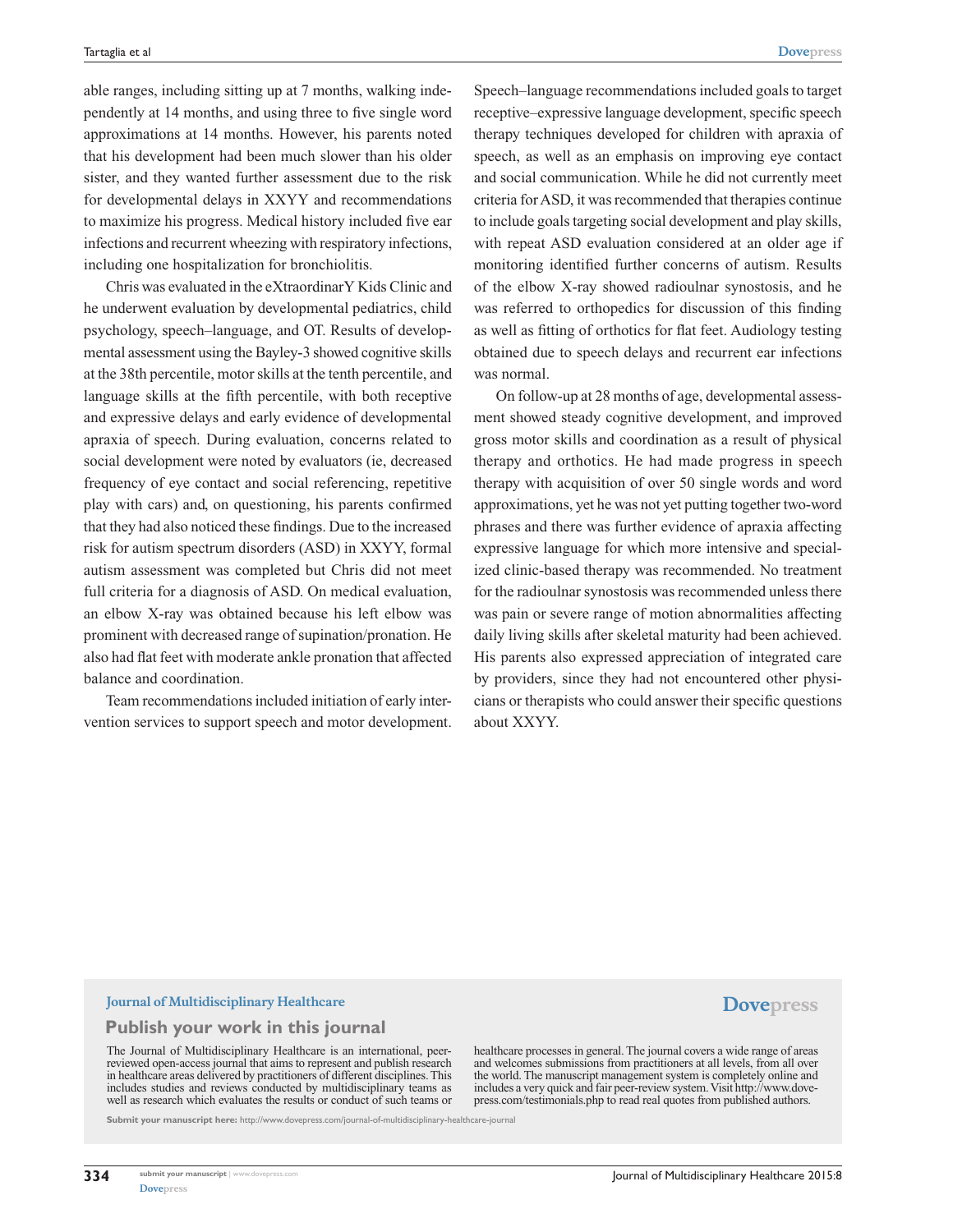able ranges, including sitting up at 7 months, walking independently at 14 months, and using three to five single word approximations at 14 months. However, his parents noted that his development had been much slower than his older sister, and they wanted further assessment due to the risk for developmental delays in XXYY and recommendations to maximize his progress. Medical history included five ear infections and recurrent wheezing with respiratory infections, including one hospitalization for bronchiolitis.

Chris was evaluated in the eXtraordinarY Kids Clinic and he underwent evaluation by developmental pediatrics, child psychology, speech–language, and OT. Results of developmental assessment using the Bayley-3 showed cognitive skills at the 38th percentile, motor skills at the tenth percentile, and language skills at the fifth percentile, with both receptive and expressive delays and early evidence of developmental apraxia of speech. During evaluation, concerns related to social development were noted by evaluators (ie, decreased frequency of eye contact and social referencing, repetitive play with cars) and, on questioning, his parents confirmed that they had also noticed these findings. Due to the increased risk for autism spectrum disorders (ASD) in XXYY, formal autism assessment was completed but Chris did not meet full criteria for a diagnosis of ASD. On medical evaluation, an elbow X-ray was obtained because his left elbow was prominent with decreased range of supination/pronation. He also had flat feet with moderate ankle pronation that affected balance and coordination.

Team recommendations included initiation of early intervention services to support speech and motor development. Speech–language recommendations included goals to target receptive–expressive language development, specific speech therapy techniques developed for children with apraxia of speech, as well as an emphasis on improving eye contact and social communication. While he did not currently meet criteria for ASD, it was recommended that therapies continue to include goals targeting social development and play skills, with repeat ASD evaluation considered at an older age if monitoring identified further concerns of autism. Results of the elbow X-ray showed radioulnar synostosis, and he was referred to orthopedics for discussion of this finding as well as fitting of orthotics for flat feet. Audiology testing obtained due to speech delays and recurrent ear infections was normal.

On follow-up at 28 months of age, developmental assessment showed steady cognitive development, and improved gross motor skills and coordination as a result of physical therapy and orthotics. He had made progress in speech therapy with acquisition of over 50 single words and word approximations, yet he was not yet putting together two-word phrases and there was further evidence of apraxia affecting expressive language for which more intensive and specialized clinic-based therapy was recommended. No treatment for the radioulnar synostosis was recommended unless there was pain or severe range of motion abnormalities affecting daily living skills after skeletal maturity had been achieved. His parents also expressed appreciation of integrated care by providers, since they had not encountered other physicians or therapists who could answer their specific questions about XXYY.

**Journal of Multidisciplinary Healthcare**

**Publish your work in this journal**

The Journal of Multidisciplinary Healthcare is an international, peer-reviewed open-access journal that aims to represent and publish research in healthcare areas delivered by practitioners of different disciplines. This includes studies and reviews conducted by multidisciplinary teams as well as research which evaluates the results or conduct of such teams or healthcare processes in general. The journal covers a wide range of areas and welcomes submissions from practitioners at all levels, from all over the world. The manuscript management system is completely online and includes a very quick and fair peer-review system. Visit http://www.dovepress.com/testimonials.php to read real quotes from published authors.

**Submit your manuscript here:** http://www.dovepress.com/journal-of-multidisciplinary-healthcare-journal